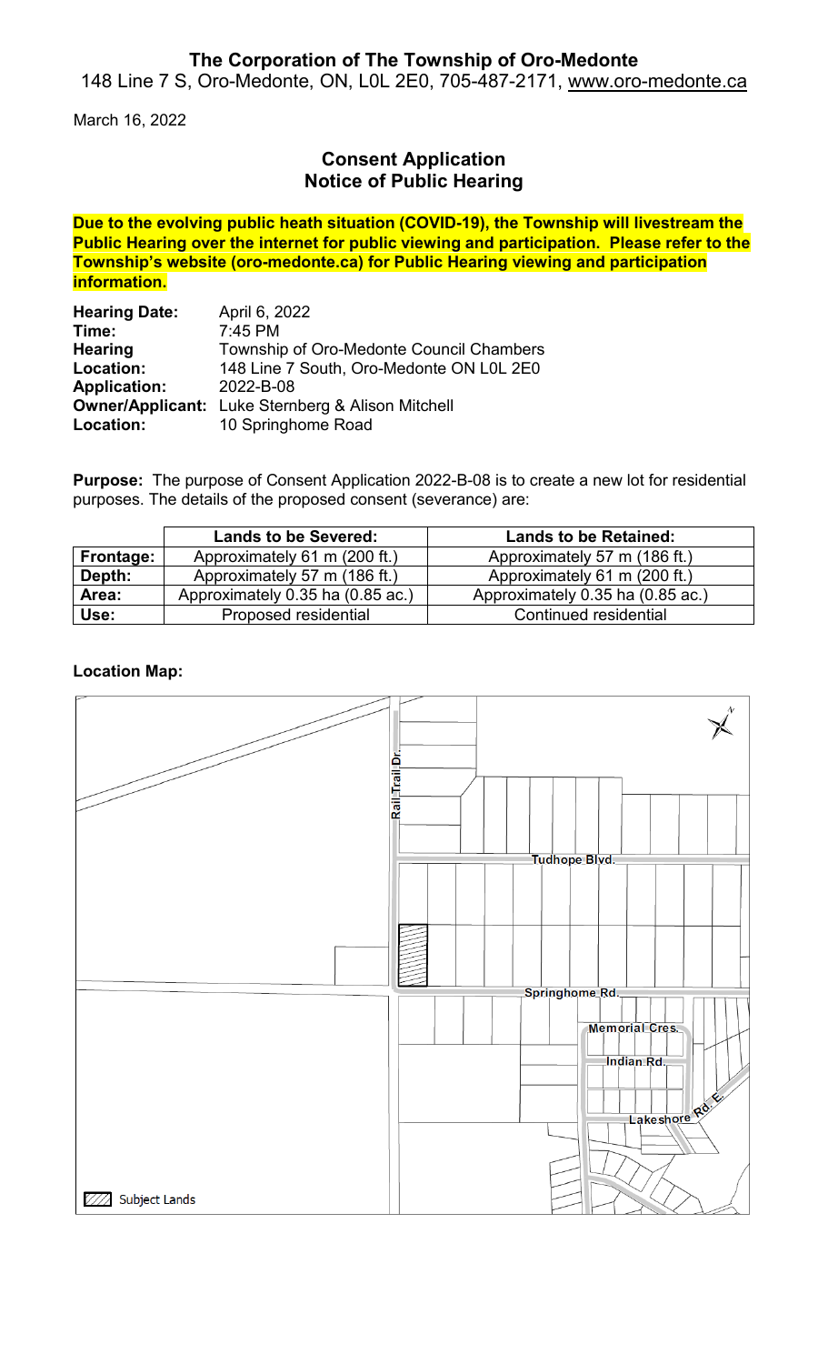# The Corporation of The Township of Oro-Medonte

148 Line 7 S, Oro-Medonte, ON, L0L 2E0, 705-487-2171, www.oro-medonte.ca

March 16, 2022

## Consent Application
## Notice of Public Hearing

**Due to the evolving public heath situation (COVID-19), the Township will livestream the Public Hearing over the internet for public viewing and participation. Please refer to the Township's website (oro-medonte.ca) for Public Hearing viewing and participation information.**

**Hearing Date:** April 6, 2022
**Time:** 7:45 PM
**Hearing Location:** Township of Oro-Medonte Council Chambers, 148 Line 7 South, Oro-Medonte ON L0L 2E0
**Application:** 2022-B-08
**Owner/Applicant:** Luke Sternberg & Alison Mitchell
**Location:** 10 Springhome Road

**Purpose:** The purpose of Consent Application 2022-B-08 is to create a new lot for residential purposes. The details of the proposed consent (severance) are:

| | Lands to be Severed: | Lands to be Retained: |
|---|---|---|
| **Frontage:** | Approximately 61 m (200 ft.) | Approximately 57 m (186 ft.) |
| **Depth:** | Approximately 57 m (186 ft.) | Approximately 61 m (200 ft.) |
| **Area:** | Approximately 0.35 ha (0.85 ac.) | Approximately 0.35 ha (0.85 ac.) |
| **Use:** | Proposed residential | Continued residential |

**Location Map:**

Rail Trail Dr.
Tudhope Blvd.
Springhome Rd.
Memorial Cres.
Indian Rd.
Lakeshore Rd. E.

Subject Lands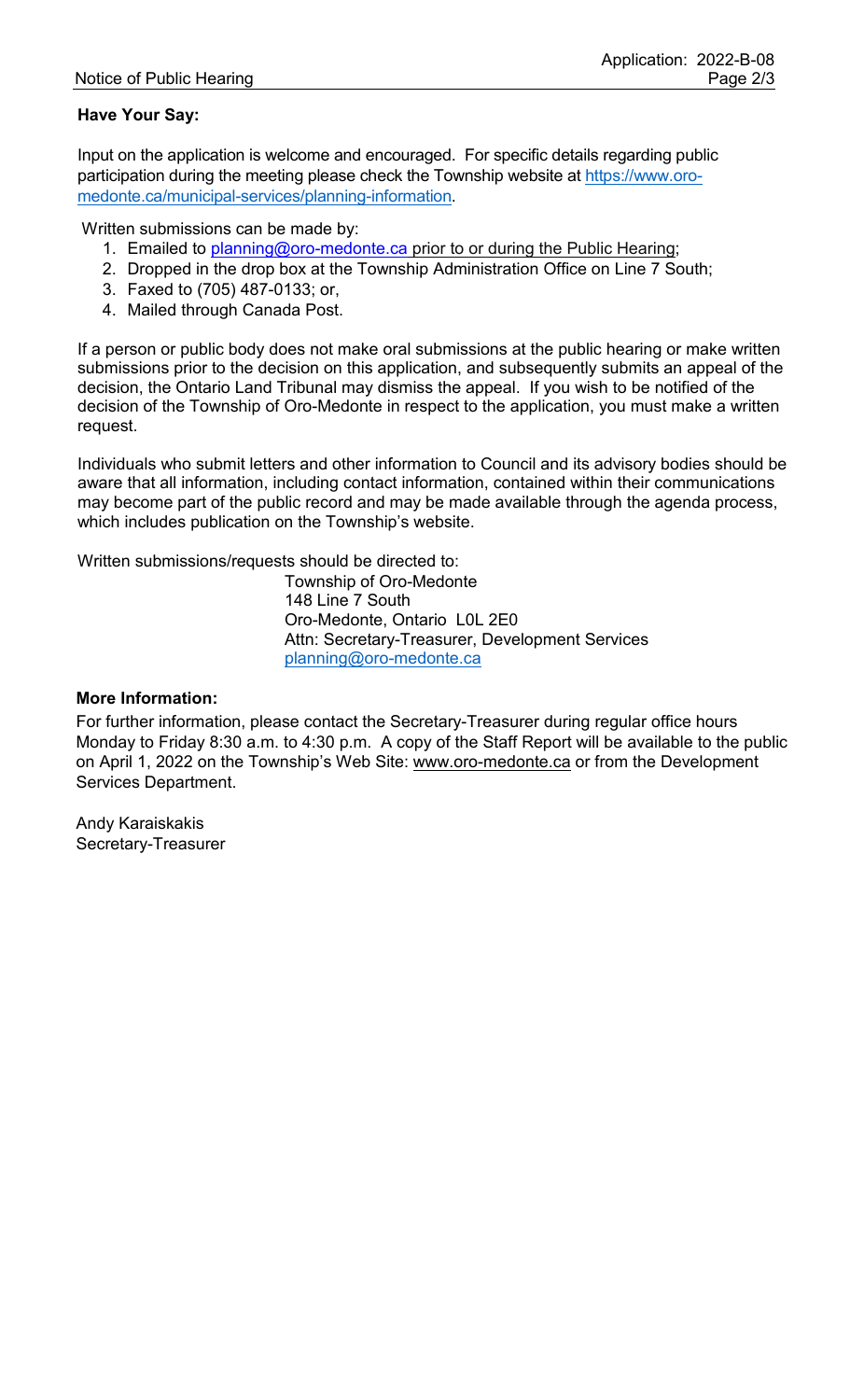**Have Your Say:**

Input on the application is welcome and encouraged. For specific details regarding public participation during the meeting please check the Township website at https://www.oro-medonte.ca/municipal-services/planning-information.

Written submissions can be made by:

1. Emailed to planning@oro-medonte.ca prior to or during the Public Hearing;
2. Dropped in the drop box at the Township Administration Office on Line 7 South;
3. Faxed to (705) 487-0133; or,
4. Mailed through Canada Post.

If a person or public body does not make oral submissions at the public hearing or make written submissions prior to the decision on this application, and subsequently submits an appeal of the decision, the Ontario Land Tribunal may dismiss the appeal. If you wish to be notified of the decision of the Township of Oro-Medonte in respect to the application, you must make a written request.

Individuals who submit letters and other information to Council and its advisory bodies should be aware that all information, including contact information, contained within their communications may become part of the public record and may be made available through the agenda process, which includes publication on the Township's website.

Written submissions/requests should be directed to:

Township of Oro-Medonte
148 Line 7 South
Oro-Medonte, Ontario L0L 2E0
Attn: Secretary-Treasurer, Development Services
planning@oro-medonte.ca

**More Information:**

For further information, please contact the Secretary-Treasurer during regular office hours Monday to Friday 8:30 a.m. to 4:30 p.m. A copy of the Staff Report will be available to the public on April 1, 2022 on the Township's Web Site: www.oro-medonte.ca or from the Development Services Department.

Andy Karaiskakis
Secretary-Treasurer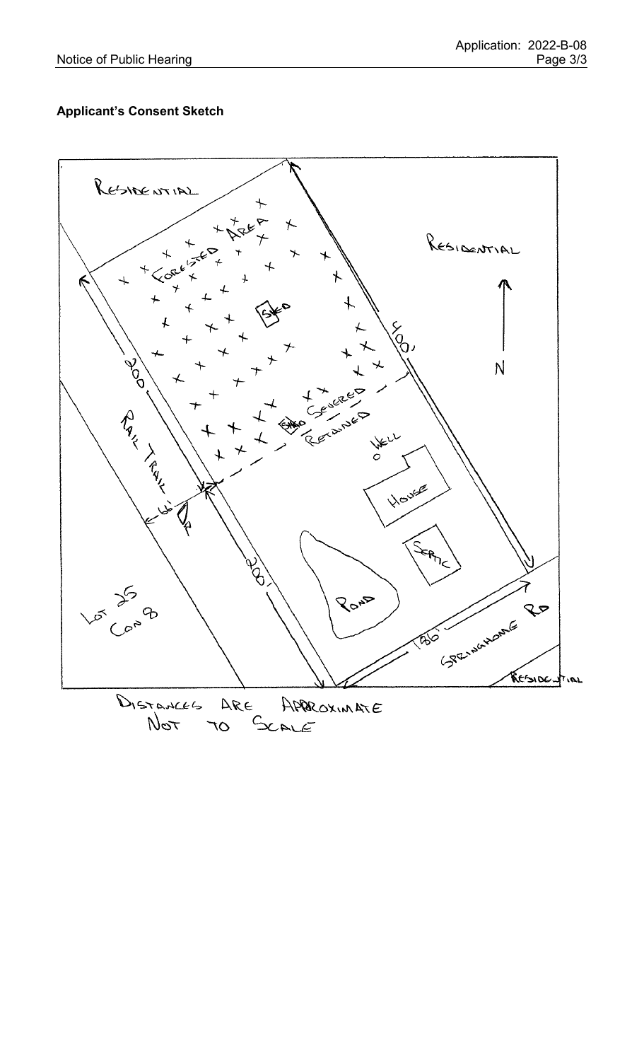**Applicant's Consent Sketch**

RESIDENTIAL

FORESTED AREA

SHED

RESIDENTIAL

N

400'

200'

RAIL TRAIL

SHED SEVERED

RETAINED

WELL

HOUSE

66'

SEPTIC

200'

LOT 25
CON 8

POND

186'

SPRINGHOME RD

RESIDENTIAL

DISTANCES ARE APPROXIMATE
NOT TO SCALE